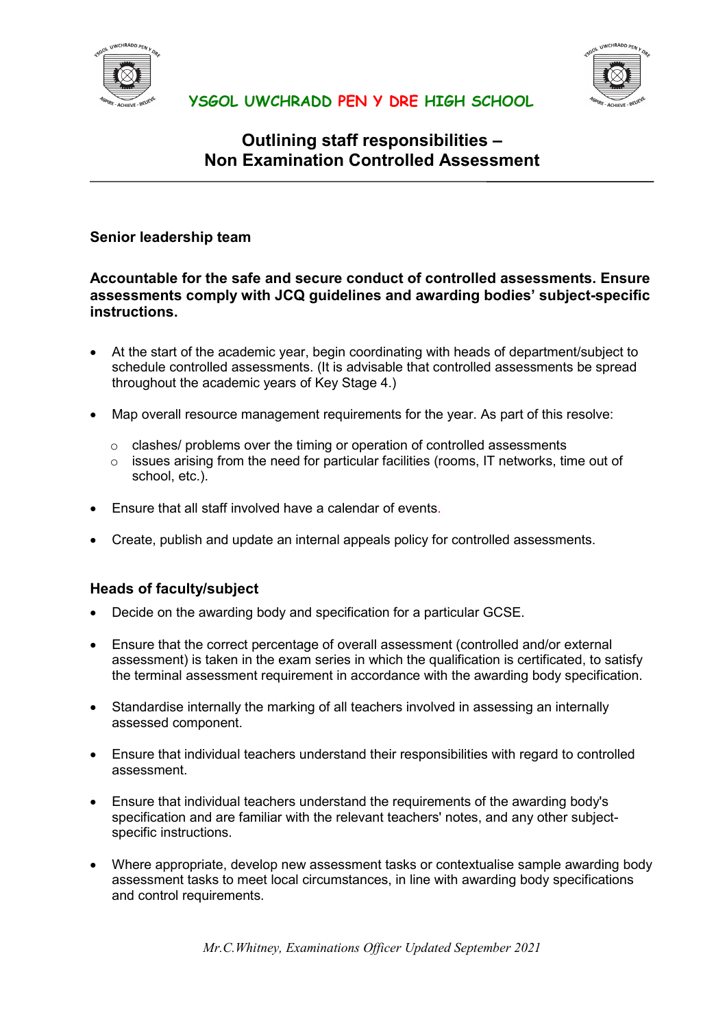YSGOL UWCHRADD PEN Y DRE HIGH SCHOOL

# Outlining staff responsibilities – Non Examination Controlled Assessment

## Senior leadership team

**Accountable for the safe and secure conduct of controlled assessments. Ensure assessments comply with JCQ guidelines and awarding bodies' subject-specific instructions.**

- At the start of the academic year, begin coordinating with heads of department/subject to schedule controlled assessments. (It is advisable that controlled assessments be spread throughout the academic years of Key Stage 4.)
- Map overall resource management requirements for the year. As part of this resolve:
  - clashes/ problems over the timing or operation of controlled assessments
  - issues arising from the need for particular facilities (rooms, IT networks, time out of school, etc.).
- Ensure that all staff involved have a calendar of events.
- Create, publish and update an internal appeals policy for controlled assessments.

## Heads of faculty/subject

- Decide on the awarding body and specification for a particular GCSE.
- Ensure that the correct percentage of overall assessment (controlled and/or external assessment) is taken in the exam series in which the qualification is certificated, to satisfy the terminal assessment requirement in accordance with the awarding body specification.
- Standardise internally the marking of all teachers involved in assessing an internally assessed component.
- Ensure that individual teachers understand their responsibilities with regard to controlled assessment.
- Ensure that individual teachers understand the requirements of the awarding body's specification and are familiar with the relevant teachers' notes, and any other subject-specific instructions.
- Where appropriate, develop new assessment tasks or contextualise sample awarding body assessment tasks to meet local circumstances, in line with awarding body specifications and control requirements.

*Mr.C.Whitney, Examinations Officer Updated September 2021*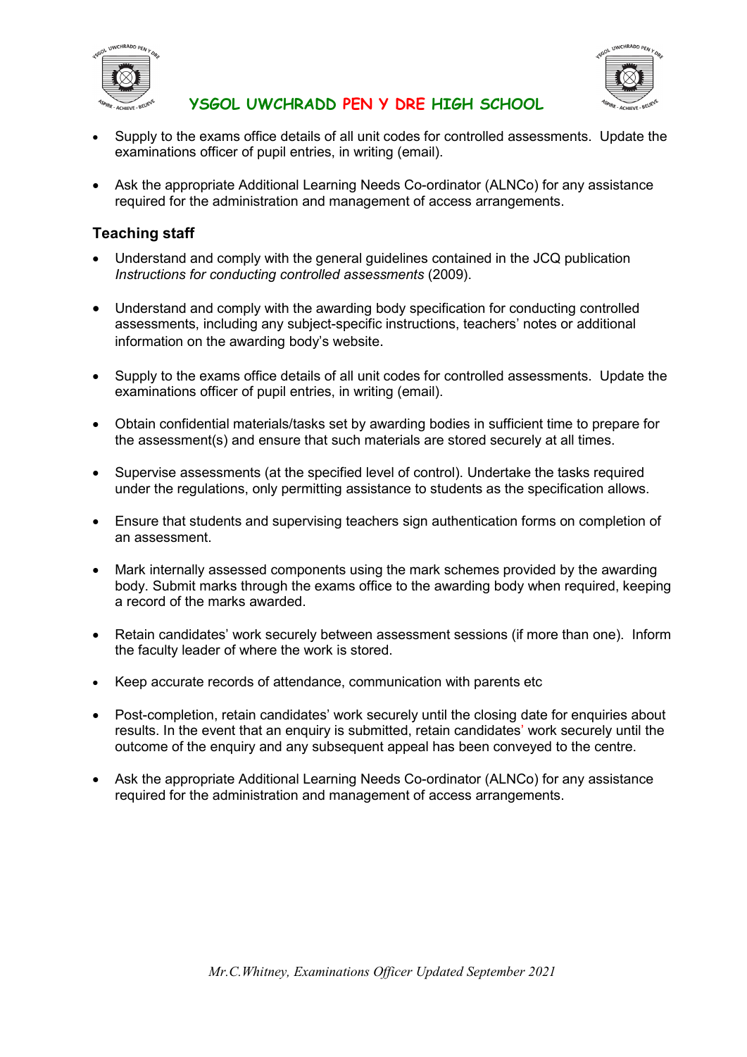- Supply to the exams office details of all unit codes for controlled assessments. Update the examinations officer of pupil entries, in writing (email).
- Ask the appropriate Additional Learning Needs Co-ordinator (ALNCo) for any assistance required for the administration and management of access arrangements.

### Teaching staff

- Understand and comply with the general guidelines contained in the JCQ publication *Instructions for conducting controlled assessments* (2009).
- Understand and comply with the awarding body specification for conducting controlled assessments, including any subject-specific instructions, teachers' notes or additional information on the awarding body's website.
- Supply to the exams office details of all unit codes for controlled assessments. Update the examinations officer of pupil entries, in writing (email).
- Obtain confidential materials/tasks set by awarding bodies in sufficient time to prepare for the assessment(s) and ensure that such materials are stored securely at all times.
- Supervise assessments (at the specified level of control). Undertake the tasks required under the regulations, only permitting assistance to students as the specification allows.
- Ensure that students and supervising teachers sign authentication forms on completion of an assessment.
- Mark internally assessed components using the mark schemes provided by the awarding body. Submit marks through the exams office to the awarding body when required, keeping a record of the marks awarded.
- Retain candidates' work securely between assessment sessions (if more than one). Inform the faculty leader of where the work is stored.
- Keep accurate records of attendance, communication with parents etc
- Post-completion, retain candidates' work securely until the closing date for enquiries about results. In the event that an enquiry is submitted, retain candidates' work securely until the outcome of the enquiry and any subsequent appeal has been conveyed to the centre.
- Ask the appropriate Additional Learning Needs Co-ordinator (ALNCo) for any assistance required for the administration and management of access arrangements.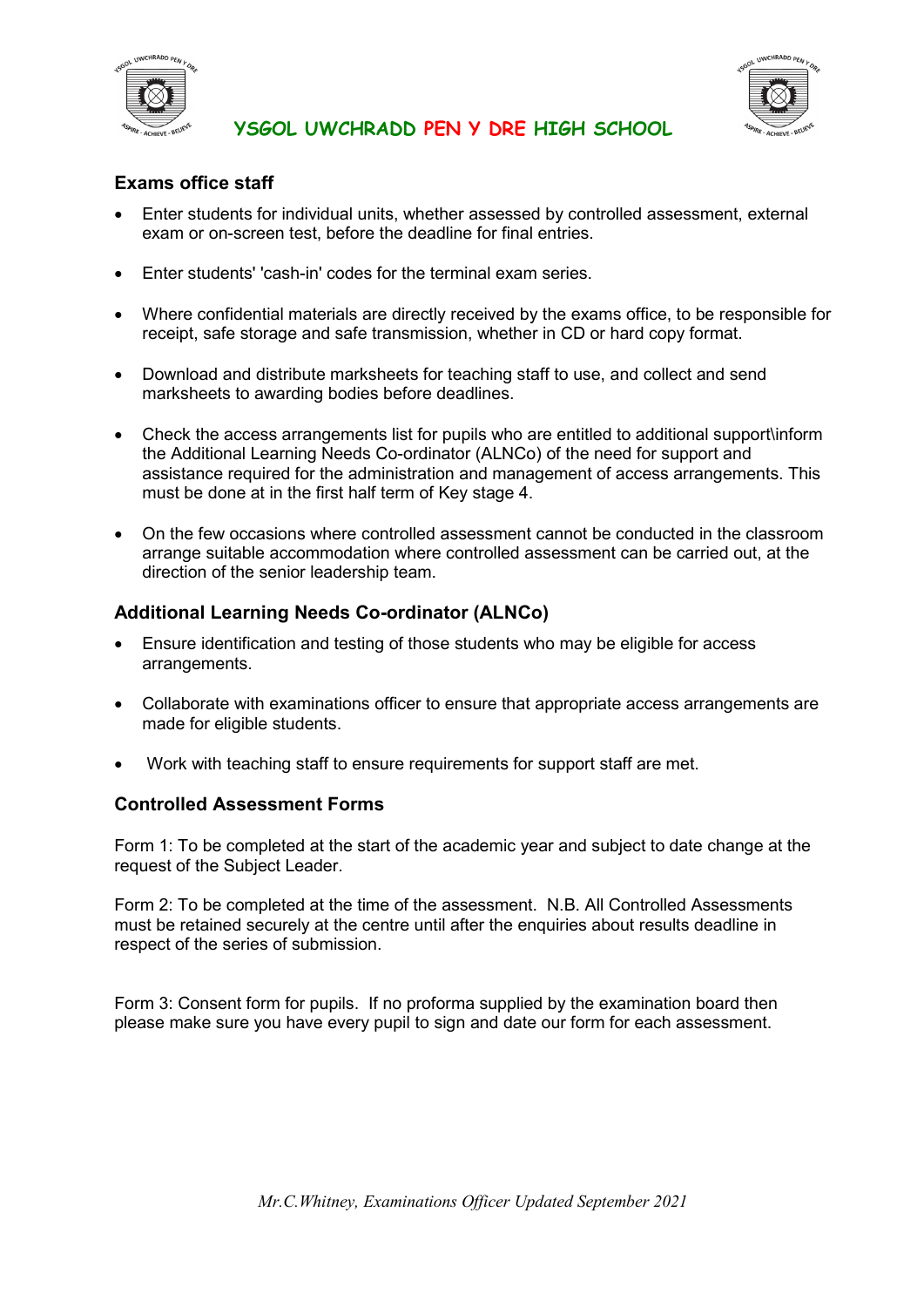### Exams office staff

- Enter students for individual units, whether assessed by controlled assessment, external exam or on-screen test, before the deadline for final entries.
- Enter students' 'cash-in' codes for the terminal exam series.
- Where confidential materials are directly received by the exams office, to be responsible for receipt, safe storage and safe transmission, whether in CD or hard copy format.
- Download and distribute marksheets for teaching staff to use, and collect and send marksheets to awarding bodies before deadlines.
- Check the access arrangements list for pupils who are entitled to additional support\inform the Additional Learning Needs Co-ordinator (ALNCo) of the need for support and assistance required for the administration and management of access arrangements. This must be done at in the first half term of Key stage 4.
- On the few occasions where controlled assessment cannot be conducted in the classroom arrange suitable accommodation where controlled assessment can be carried out, at the direction of the senior leadership team.

### Additional Learning Needs Co-ordinator (ALNCo)

- Ensure identification and testing of those students who may be eligible for access arrangements.
- Collaborate with examinations officer to ensure that appropriate access arrangements are made for eligible students.
- Work with teaching staff to ensure requirements for support staff are met.

### Controlled Assessment Forms

Form 1: To be completed at the start of the academic year and subject to date change at the request of the Subject Leader.

Form 2: To be completed at the time of the assessment. N.B. All Controlled Assessments must be retained securely at the centre until after the enquiries about results deadline in respect of the series of submission.

Form 3: Consent form for pupils. If no proforma supplied by the examination board then please make sure you have every pupil to sign and date our form for each assessment.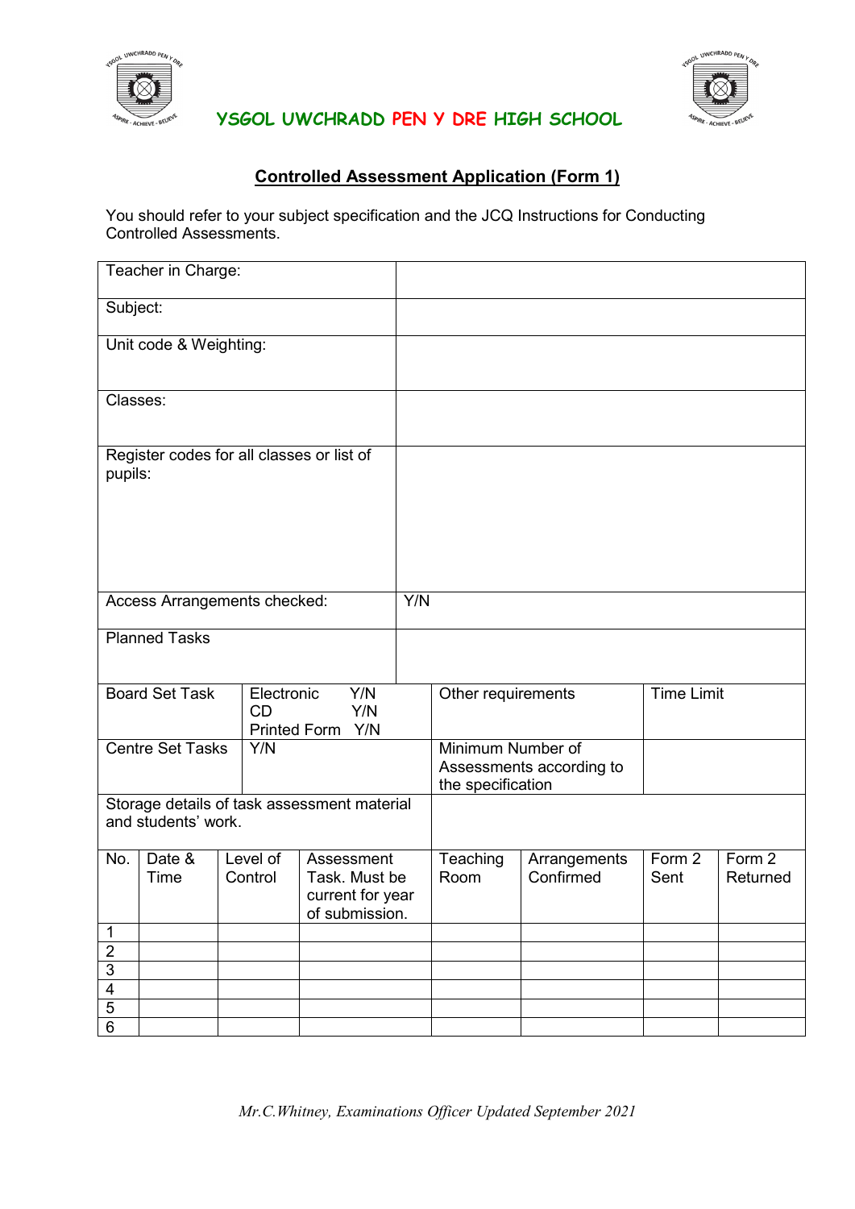YSGOL UWCHRADD PEN Y DRE HIGH SCHOOL

## Controlled Assessment Application (Form 1)

You should refer to your subject specification and the JCQ Instructions for Conducting Controlled Assessments.

| | |
|---|---|
| Teacher in Charge: | |
| Subject: | |
| Unit code & Weighting: | |
| Classes: | |
| Register codes for all classes or list of pupils: | |
| Access Arrangements checked: | Y/N |
| Planned Tasks | |

| | | | |
|---|---|---|---|
| Board Set Task | Electronic Y/N<br>CD Y/N<br>Printed Form Y/N | Other requirements | Time Limit |
| Centre Set Tasks | Y/N | Minimum Number of Assessments according to the specification | |
| Storage details of task assessment material and students' work. | | | |

| No. | Date & Time | Level of Control | Assessment Task. Must be current for year of submission. | Teaching Room | Arrangements Confirmed | Form 2 Sent | Form 2 Returned |
|---|---|---|---|---|---|---|---|
| 1 | | | | | | | |
| 2 | | | | | | | |
| 3 | | | | | | | |
| 4 | | | | | | | |
| 5 | | | | | | | |
| 6 | | | | | | | |

*Mr.C.Whitney, Examinations Officer Updated September 2021*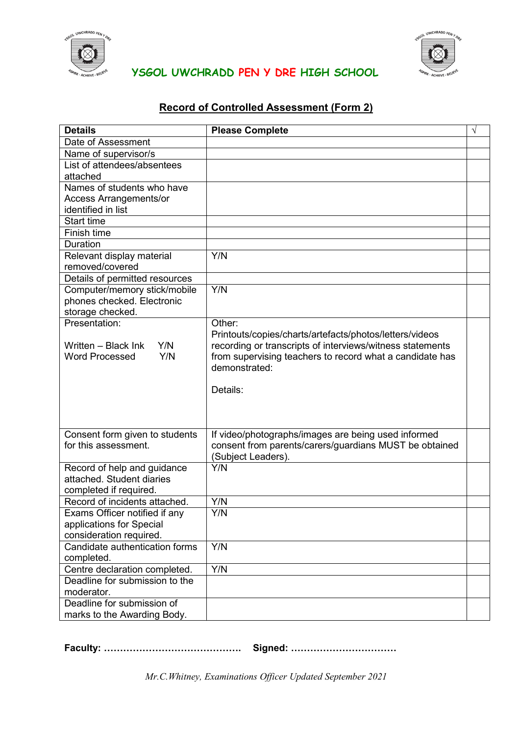YSGOL UWCHRADD PEN Y DRE HIGH SCHOOL

## Record of Controlled Assessment (Form 2)

| Details | Please Complete | √ |
|---|---|---|
| Date of Assessment | | |
| Name of supervisor/s | | |
| List of attendees/absentees attached | | |
| Names of students who have Access Arrangements/or identified in list | | |
| Start time | | |
| Finish time | | |
| Duration | | |
| Relevant display material removed/covered | Y/N | |
| Details of permitted resources | | |
| Computer/memory stick/mobile phones checked. Electronic storage checked. | Y/N | |
| Presentation:<br><br>Written – Black Ink Y/N<br>Word Processed Y/N | Other:<br>Printouts/copies/charts/artefacts/photos/letters/videos recording or transcripts of interviews/witness statements from supervising teachers to record what a candidate has demonstrated:<br><br>Details: | |
| Consent form given to students for this assessment. | If video/photographs/images are being used informed consent from parents/carers/guardians MUST be obtained (Subject Leaders). | |
| Record of help and guidance attached. Student diaries completed if required. | Y/N | |
| Record of incidents attached. | Y/N | |
| Exams Officer notified if any applications for Special consideration required. | Y/N | |
| Candidate authentication forms completed. | Y/N | |
| Centre declaration completed. | Y/N | |
| Deadline for submission to the moderator. | | |
| Deadline for submission of marks to the Awarding Body. | | |

**Faculty: …………………………………….  Signed: ……………………………**

*Mr.C.Whitney, Examinations Officer Updated September 2021*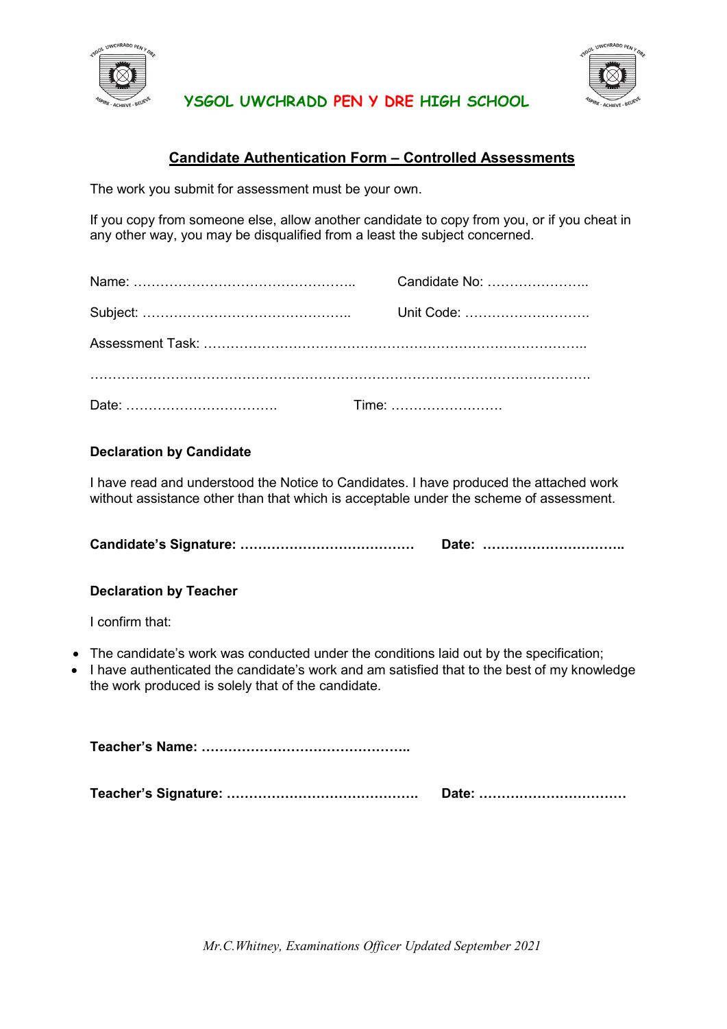YSGOL UWCHRADD PEN Y DRE HIGH SCHOOL

## Candidate Authentication Form – Controlled Assessments

The work you submit for assessment must be your own.

If you copy from someone else, allow another candidate to copy from you, or if you cheat in any other way, you may be disqualified from a least the subject concerned.

Name: ………………………………………….. Candidate No: …………………..

Subject: ……………………………………….. Unit Code: ……………………….

Assessment Task: ……………………………………………………………………..

……………………………………………………………………………………………….

Date: ……………………………. Time: …………………….

**Declaration by Candidate**

I have read and understood the Notice to Candidates. I have produced the attached work without assistance other than that which is acceptable under the scheme of assessment.

**Candidate's Signature: ………………………………… Date: …………………………..**

**Declaration by Teacher**

I confirm that:

- The candidate's work was conducted under the conditions laid out by the specification;
- I have authenticated the candidate's work and am satisfied that to the best of my knowledge the work produced is solely that of the candidate.

**Teacher's Name: ………………………………………..**

**Teacher's Signature: ……………………………………. Date: ……………………………**

*Mr.C.Whitney, Examinations Officer Updated September 2021*